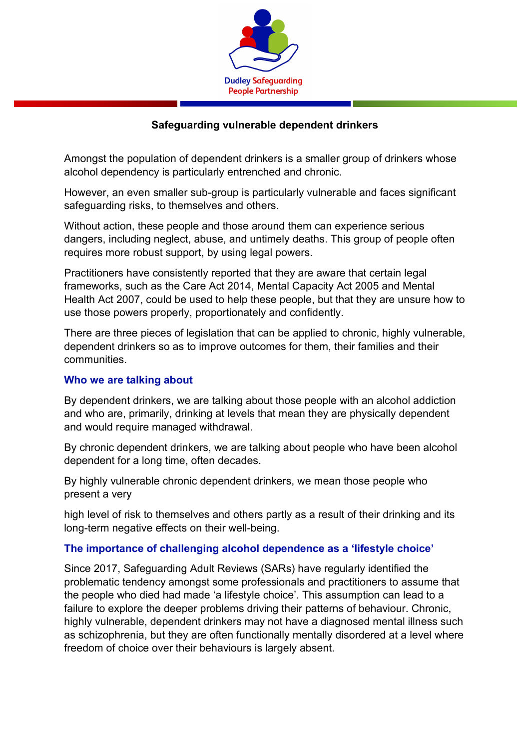Dudley Safeguarding People Partnership

# Safeguarding vulnerable dependent drinkers

Amongst the population of dependent drinkers is a smaller group of drinkers whose alcohol dependency is particularly entrenched and chronic.

However, an even smaller sub-group is particularly vulnerable and faces significant safeguarding risks, to themselves and others.

Without action, these people and those around them can experience serious dangers, including neglect, abuse, and untimely deaths. This group of people often requires more robust support, by using legal powers.

Practitioners have consistently reported that they are aware that certain legal frameworks, such as the Care Act 2014, Mental Capacity Act 2005 and Mental Health Act 2007, could be used to help these people, but that they are unsure how to use those powers properly, proportionately and confidently.

There are three pieces of legislation that can be applied to chronic, highly vulnerable, dependent drinkers so as to improve outcomes for them, their families and their communities.

## Who we are talking about

By dependent drinkers, we are talking about those people with an alcohol addiction and who are, primarily, drinking at levels that mean they are physically dependent and would require managed withdrawal.

By chronic dependent drinkers, we are talking about people who have been alcohol dependent for a long time, often decades.

By highly vulnerable chronic dependent drinkers, we mean those people who present a very

high level of risk to themselves and others partly as a result of their drinking and its long-term negative effects on their well-being.

## The importance of challenging alcohol dependence as a 'lifestyle choice'

Since 2017, Safeguarding Adult Reviews (SARs) have regularly identified the problematic tendency amongst some professionals and practitioners to assume that the people who died had made 'a lifestyle choice'. This assumption can lead to a failure to explore the deeper problems driving their patterns of behaviour. Chronic, highly vulnerable, dependent drinkers may not have a diagnosed mental illness such as schizophrenia, but they are often functionally mentally disordered at a level where freedom of choice over their behaviours is largely absent.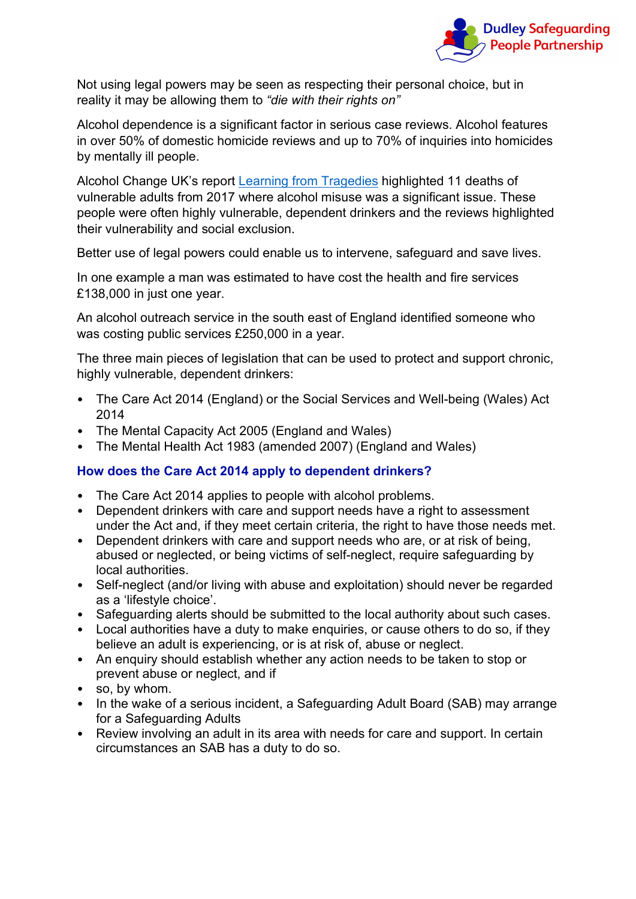Not using legal powers may be seen as respecting their personal choice, but in reality it may be allowing them to *"die with their rights on"*

Alcohol dependence is a significant factor in serious case reviews. Alcohol features in over 50% of domestic homicide reviews and up to 70% of inquiries into homicides by mentally ill people.

Alcohol Change UK's report [Learning from Tragedies] highlighted 11 deaths of vulnerable adults from 2017 where alcohol misuse was a significant issue. These people were often highly vulnerable, dependent drinkers and the reviews highlighted their vulnerability and social exclusion.

Better use of legal powers could enable us to intervene, safeguard and save lives.

In one example a man was estimated to have cost the health and fire services £138,000 in just one year.

An alcohol outreach service in the south east of England identified someone who was costing public services £250,000 in a year.

The three main pieces of legislation that can be used to protect and support chronic, highly vulnerable, dependent drinkers:

- The Care Act 2014 (England) or the Social Services and Well-being (Wales) Act 2014
- The Mental Capacity Act 2005 (England and Wales)
- The Mental Health Act 1983 (amended 2007) (England and Wales)

### How does the Care Act 2014 apply to dependent drinkers?

- The Care Act 2014 applies to people with alcohol problems.
- Dependent drinkers with care and support needs have a right to assessment under the Act and, if they meet certain criteria, the right to have those needs met.
- Dependent drinkers with care and support needs who are, or at risk of being, abused or neglected, or being victims of self-neglect, require safeguarding by local authorities.
- Self-neglect (and/or living with abuse and exploitation) should never be regarded as a 'lifestyle choice'.
- Safeguarding alerts should be submitted to the local authority about such cases.
- Local authorities have a duty to make enquiries, or cause others to do so, if they believe an adult is experiencing, or is at risk of, abuse or neglect.
- An enquiry should establish whether any action needs to be taken to stop or prevent abuse or neglect, and if
- so, by whom.
- In the wake of a serious incident, a Safeguarding Adult Board (SAB) may arrange for a Safeguarding Adults
- Review involving an adult in its area with needs for care and support. In certain circumstances an SAB has a duty to do so.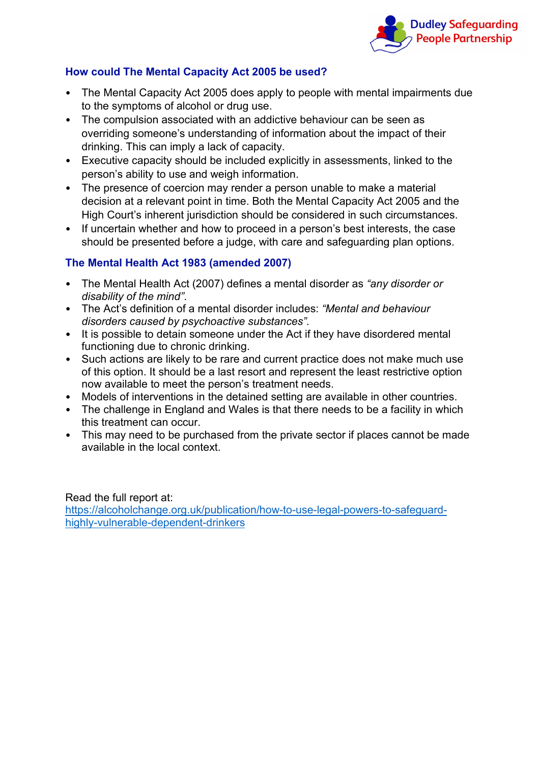## How could The Mental Capacity Act 2005 be used?

- The Mental Capacity Act 2005 does apply to people with mental impairments due to the symptoms of alcohol or drug use.
- The compulsion associated with an addictive behaviour can be seen as overriding someone's understanding of information about the impact of their drinking. This can imply a lack of capacity.
- Executive capacity should be included explicitly in assessments, linked to the person's ability to use and weigh information.
- The presence of coercion may render a person unable to make a material decision at a relevant point in time. Both the Mental Capacity Act 2005 and the High Court's inherent jurisdiction should be considered in such circumstances.
- If uncertain whether and how to proceed in a person's best interests, the case should be presented before a judge, with care and safeguarding plan options.

## The Mental Health Act 1983 (amended 2007)

- The Mental Health Act (2007) defines a mental disorder as *"any disorder or disability of the mind".*
- The Act's definition of a mental disorder includes: *"Mental and behaviour disorders caused by psychoactive substances".*
- It is possible to detain someone under the Act if they have disordered mental functioning due to chronic drinking.
- Such actions are likely to be rare and current practice does not make much use of this option. It should be a last resort and represent the least restrictive option now available to meet the person's treatment needs.
- Models of interventions in the detained setting are available in other countries.
- The challenge in England and Wales is that there needs to be a facility in which this treatment can occur.
- This may need to be purchased from the private sector if places cannot be made available in the local context.

Read the full report at:
[https://alcoholchange.org.uk/publication/how-to-use-legal-powers-to-safeguard-highly-vulnerable-dependent-drinkers](https://alcoholchange.org.uk/publication/how-to-use-legal-powers-to-safeguard-highly-vulnerable-dependent-drinkers)